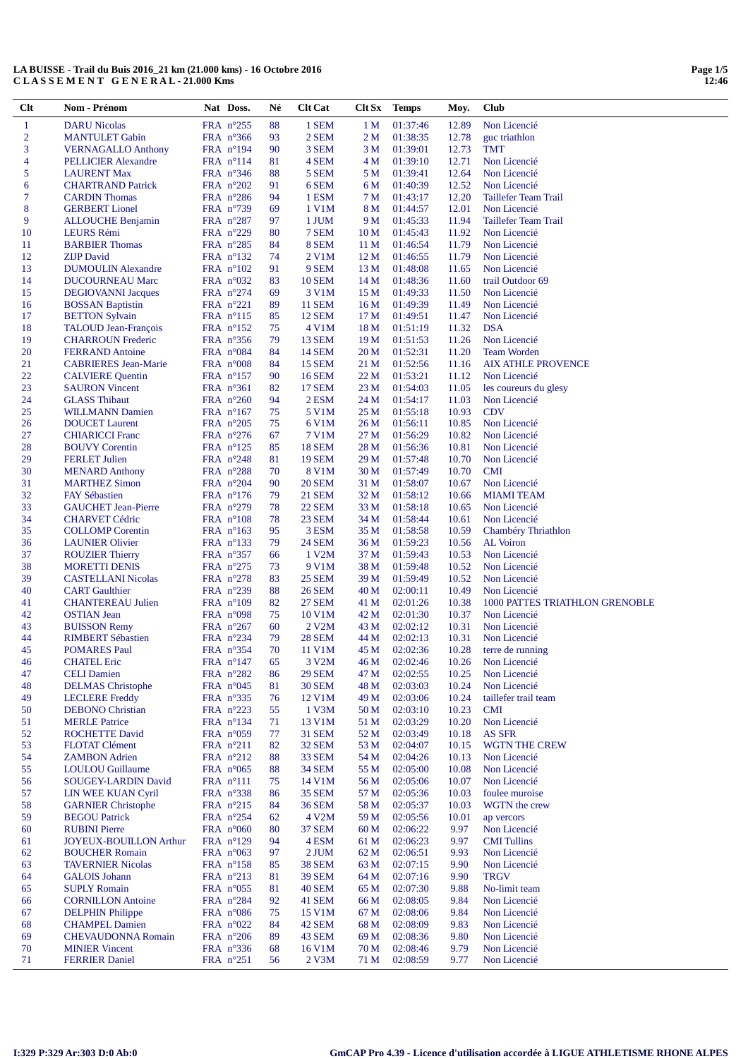**LA BUISSE - Trail du Buis 2016_21 km (21.000 kms) - 16 Octobre 2016**
**C L A S S E M E N T G E N E R A L - 21.000 Kms**

| Clt | Nom - Prénom | Nat | Doss. | Né | Clt Cat | Clt Sx | Temps | Moy. | Club |
|---|---|---|---|---|---|---|---|---|---|
| 1 | DARU Nicolas | FRA | n°255 | 88 | 1 SEM | 1 M | 01:37:46 | 12.89 | Non Licencié |
| 2 | MANTULET Gabin | FRA | n°366 | 93 | 2 SEM | 2 M | 01:38:35 | 12.78 | guc triahlon |
| 3 | VERNAGALLO Anthony | FRA | n°194 | 90 | 3 SEM | 3 M | 01:39:01 | 12.73 | TMT |
| 4 | PELLICIER Alexandre | FRA | n°114 | 81 | 4 SEM | 4 M | 01:39:10 | 12.71 | Non Licencié |
| 5 | LAURENT Max | FRA | n°346 | 88 | 5 SEM | 5 M | 01:39:41 | 12.64 | Non Licencié |
| 6 | CHARTRAND Patrick | FRA | n°202 | 91 | 6 SEM | 6 M | 01:40:39 | 12.52 | Non Licencié |
| 7 | CARDIN Thomas | FRA | n°286 | 94 | 1 ESM | 7 M | 01:43:17 | 12.20 | Taillefer Team Trail |
| 8 | GERBERT Lionel | FRA | n°739 | 69 | 1 V1M | 8 M | 01:44:57 | 12.01 | Non Licencié |
| 9 | ALLOUCHE Benjamin | FRA | n°287 | 97 | 1 JUM | 9 M | 01:45:33 | 11.94 | Taillefer Team Trail |
| 10 | LEURS Rémi | FRA | n°229 | 80 | 7 SEM | 10 M | 01:45:43 | 11.92 | Non Licencié |
| 11 | BARBIER Thomas | FRA | n°285 | 84 | 8 SEM | 11 M | 01:46:54 | 11.79 | Non Licencié |
| 12 | ZIJP David | FRA | n°132 | 74 | 2 V1M | 12 M | 01:46:55 | 11.79 | Non Licencié |
| 13 | DUMOULIN Alexandre | FRA | n°102 | 91 | 9 SEM | 13 M | 01:48:08 | 11.65 | Non Licencié |
| 14 | DUCOURNEAU Marc | FRA | n°032 | 83 | 10 SEM | 14 M | 01:48:36 | 11.60 | trail Outdoor 69 |
| 15 | DEGIOVANNI Jacques | FRA | n°274 | 69 | 3 V1M | 15 M | 01:49:33 | 11.50 | Non Licencié |
| 16 | BOSSAN Baptistin | FRA | n°221 | 89 | 11 SEM | 16 M | 01:49:39 | 11.49 | Non Licencié |
| 17 | BETTON Sylvain | FRA | n°115 | 85 | 12 SEM | 17 M | 01:49:51 | 11.47 | Non Licencié |
| 18 | TALOUD Jean-François | FRA | n°152 | 75 | 4 V1M | 18 M | 01:51:19 | 11.32 | DSA |
| 19 | CHARROUN Frederic | FRA | n°356 | 79 | 13 SEM | 19 M | 01:51:53 | 11.26 | Non Licencié |
| 20 | FERRAND Antoine | FRA | n°084 | 84 | 14 SEM | 20 M | 01:52:31 | 11.20 | Team Worden |
| 21 | CABRIERES Jean-Marie | FRA | n°008 | 84 | 15 SEM | 21 M | 01:52:56 | 11.16 | AIX ATHLE PROVENCE |
| 22 | CALVIERE Quentin | FRA | n°157 | 90 | 16 SEM | 22 M | 01:53:21 | 11.12 | Non Licencié |
| 23 | SAURON Vincent | FRA | n°361 | 82 | 17 SEM | 23 M | 01:54:03 | 11.05 | les coureurs du glesy |
| 24 | GLASS Thibaut | FRA | n°260 | 94 | 2 ESM | 24 M | 01:54:17 | 11.03 | Non Licencié |
| 25 | WILLMANN Damien | FRA | n°167 | 75 | 5 V1M | 25 M | 01:55:18 | 10.93 | CDV |
| 26 | DOUCET Laurent | FRA | n°205 | 75 | 6 V1M | 26 M | 01:56:11 | 10.85 | Non Licencié |
| 27 | CHIARICCI Franc | FRA | n°276 | 67 | 7 V1M | 27 M | 01:56:29 | 10.82 | Non Licencié |
| 28 | BOUVY Corentin | FRA | n°125 | 85 | 18 SEM | 28 M | 01:56:36 | 10.81 | Non Licencié |
| 29 | FERLET Julien | FRA | n°248 | 81 | 19 SEM | 29 M | 01:57:48 | 10.70 | Non Licencié |
| 30 | MENARD Anthony | FRA | n°288 | 70 | 8 V1M | 30 M | 01:57:49 | 10.70 | CMI |
| 31 | MARTHEZ Simon | FRA | n°204 | 90 | 20 SEM | 31 M | 01:58:07 | 10.67 | Non Licencié |
| 32 | FAY Sébastien | FRA | n°176 | 79 | 21 SEM | 32 M | 01:58:12 | 10.66 | MIAMI TEAM |
| 33 | GAUCHET Jean-Pierre | FRA | n°279 | 78 | 22 SEM | 33 M | 01:58:18 | 10.65 | Non Licencié |
| 34 | CHARVET Cédric | FRA | n°108 | 78 | 23 SEM | 34 M | 01:58:44 | 10.61 | Non Licencié |
| 35 | COLLOMP Corentin | FRA | n°163 | 95 | 3 ESM | 35 M | 01:58:58 | 10.59 | Chambéry Thriathlon |
| 36 | LAUNIER Olivier | FRA | n°133 | 79 | 24 SEM | 36 M | 01:59:23 | 10.56 | AL Voiron |
| 37 | ROUZIER Thierry | FRA | n°357 | 66 | 1 V2M | 37 M | 01:59:43 | 10.53 | Non Licencié |
| 38 | MORETTI DENIS | FRA | n°275 | 73 | 9 V1M | 38 M | 01:59:48 | 10.52 | Non Licencié |
| 39 | CASTELLANI Nicolas | FRA | n°278 | 83 | 25 SEM | 39 M | 01:59:49 | 10.52 | Non Licencié |
| 40 | CART Gaulthier | FRA | n°239 | 88 | 26 SEM | 40 M | 02:00:11 | 10.49 | Non Licencié |
| 41 | CHANTEREAU Julien | FRA | n°109 | 82 | 27 SEM | 41 M | 02:01:26 | 10.38 | 1000 PATTES TRIATHLON GRENOBLE |
| 42 | OSTIAN Jean | FRA | n°098 | 75 | 10 V1M | 42 M | 02:01:30 | 10.37 | Non Licencié |
| 43 | BUISSON Remy | FRA | n°267 | 60 | 2 V2M | 43 M | 02:02:12 | 10.31 | Non Licencié |
| 44 | RIMBERT Sébastien | FRA | n°234 | 79 | 28 SEM | 44 M | 02:02:13 | 10.31 | Non Licencié |
| 45 | POMARES Paul | FRA | n°354 | 70 | 11 V1M | 45 M | 02:02:36 | 10.28 | terre de running |
| 46 | CHATEL Eric | FRA | n°147 | 65 | 3 V2M | 46 M | 02:02:46 | 10.26 | Non Licencié |
| 47 | CELI Damien | FRA | n°282 | 86 | 29 SEM | 47 M | 02:02:55 | 10.25 | Non Licencié |
| 48 | DELMAS Christophe | FRA | n°045 | 81 | 30 SEM | 48 M | 02:03:03 | 10.24 | Non Licencié |
| 49 | LECLERE Freddy | FRA | n°335 | 76 | 12 V1M | 49 M | 02:03:06 | 10.24 | taillefer trail team |
| 50 | DEBONO Christian | FRA | n°223 | 55 | 1 V3M | 50 M | 02:03:10 | 10.23 | CMI |
| 51 | MERLE Patrice | FRA | n°134 | 71 | 13 V1M | 51 M | 02:03:29 | 10.20 | Non Licencié |
| 52 | ROCHETTE David | FRA | n°059 | 77 | 31 SEM | 52 M | 02:03:49 | 10.18 | AS SFR |
| 53 | FLOTAT Clément | FRA | n°211 | 82 | 32 SEM | 53 M | 02:04:07 | 10.15 | WGTN THE CREW |
| 54 | ZAMBON Adrien | FRA | n°212 | 88 | 33 SEM | 54 M | 02:04:26 | 10.13 | Non Licencié |
| 55 | LOULOU Guillaume | FRA | n°065 | 88 | 34 SEM | 55 M | 02:05:00 | 10.08 | Non Licencié |
| 56 | SOUGEY-LARDIN David | FRA | n°111 | 75 | 14 V1M | 56 M | 02:05:06 | 10.07 | Non Licencié |
| 57 | LIN WEE KUAN Cyril | FRA | n°338 | 86 | 35 SEM | 57 M | 02:05:36 | 10.03 | foulee muroise |
| 58 | GARNIER Christophe | FRA | n°215 | 84 | 36 SEM | 58 M | 02:05:37 | 10.03 | WGTN the crew |
| 59 | BEGOU Patrick | FRA | n°254 | 62 | 4 V2M | 59 M | 02:05:56 | 10.01 | ap vercors |
| 60 | RUBINI Pierre | FRA | n°060 | 80 | 37 SEM | 60 M | 02:06:22 | 9.97 | Non Licencié |
| 61 | JOYEUX-BOUILLON Arthur | FRA | n°129 | 94 | 4 ESM | 61 M | 02:06:23 | 9.97 | CMI Tullins |
| 62 | BOUCHER Romain | FRA | n°063 | 97 | 2 JUM | 62 M | 02:06:51 | 9.93 | Non Licencié |
| 63 | TAVERNIER Nicolas | FRA | n°158 | 85 | 38 SEM | 63 M | 02:07:15 | 9.90 | Non Licencié |
| 64 | GALOIS Johann | FRA | n°213 | 81 | 39 SEM | 64 M | 02:07:16 | 9.90 | TRGV |
| 65 | SUPLY Romain | FRA | n°055 | 81 | 40 SEM | 65 M | 02:07:30 | 9.88 | No-limit team |
| 66 | CORNILLON Antoine | FRA | n°284 | 92 | 41 SEM | 66 M | 02:08:05 | 9.84 | Non Licencié |
| 67 | DELPHIN Philippe | FRA | n°086 | 75 | 15 V1M | 67 M | 02:08:06 | 9.84 | Non Licencié |
| 68 | CHAMPEL Damien | FRA | n°022 | 84 | 42 SEM | 68 M | 02:08:09 | 9.83 | Non Licencié |
| 69 | CHEVAUDONNA Romain | FRA | n°206 | 89 | 43 SEM | 69 M | 02:08:36 | 9.80 | Non Licencié |
| 70 | MINIER Vincent | FRA | n°336 | 68 | 16 V1M | 70 M | 02:08:46 | 9.79 | Non Licencié |
| 71 | FERRIER Daniel | FRA | n°251 | 56 | 2 V3M | 71 M | 02:08:59 | 9.77 | Non Licencié |

I:329 P:329 Ar:303 D:0 Ab:0 — GmCAP Pro 4.39 - Licence d'utilisation accordée à LIGUE ATHLETISME RHONE ALPES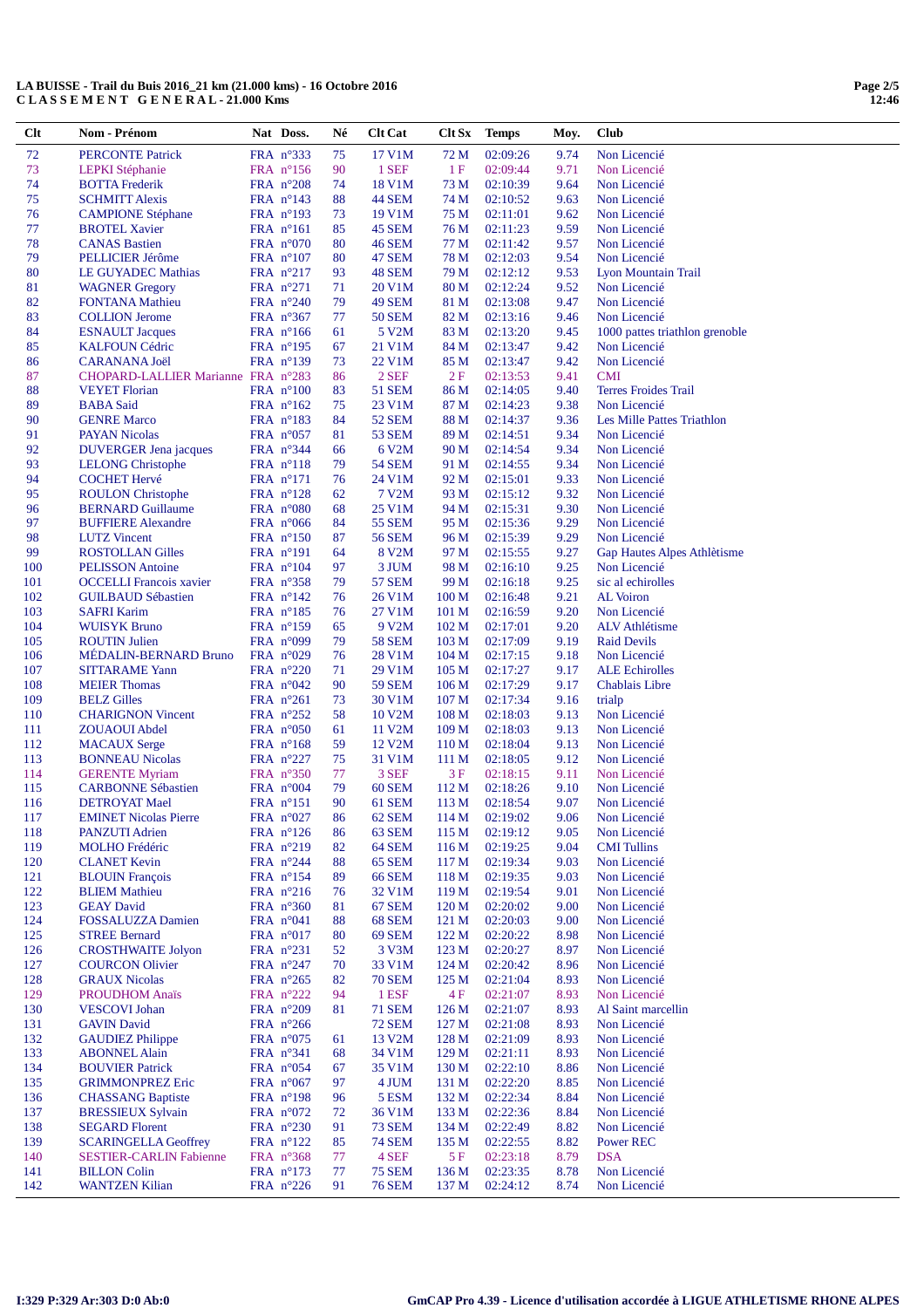**LA BUISSE - Trail du Buis 2016_21 km (21.000 kms) - 16 Octobre 2016**
**C L A S S E M E N T   G E N E R A L - 21.000 Kms**

| Clt | Nom - Prénom | Nat | Doss. | Né | Clt Cat | Clt Sx | Temps | Moy. | Club |
|---|---|---|---|---|---|---|---|---|---|
| 72 | PERCONTE Patrick | FRA | n°333 | 75 | 17 V1M | 72 M | 02:09:26 | 9.74 | Non Licencié |
| 73 | LEPKI Stéphanie | FRA | n°156 | 90 | 1 SEF | 1 F | 02:09:44 | 9.71 | Non Licencié |
| 74 | BOTTA Frederik | FRA | n°208 | 74 | 18 V1M | 73 M | 02:10:39 | 9.64 | Non Licencié |
| 75 | SCHMITT Alexis | FRA | n°143 | 88 | 44 SEM | 74 M | 02:10:52 | 9.63 | Non Licencié |
| 76 | CAMPIONE Stéphane | FRA | n°193 | 73 | 19 V1M | 75 M | 02:11:01 | 9.62 | Non Licencié |
| 77 | BROTEL Xavier | FRA | n°161 | 85 | 45 SEM | 76 M | 02:11:23 | 9.59 | Non Licencié |
| 78 | CANAS Bastien | FRA | n°070 | 80 | 46 SEM | 77 M | 02:11:42 | 9.57 | Non Licencié |
| 79 | PELLICIER Jérôme | FRA | n°107 | 80 | 47 SEM | 78 M | 02:12:03 | 9.54 | Non Licencié |
| 80 | LE GUYADEC Mathias | FRA | n°217 | 93 | 48 SEM | 79 M | 02:12:12 | 9.53 | Lyon Mountain Trail |
| 81 | WAGNER Gregory | FRA | n°271 | 71 | 20 V1M | 80 M | 02:12:24 | 9.52 | Non Licencié |
| 82 | FONTANA Mathieu | FRA | n°240 | 79 | 49 SEM | 81 M | 02:13:08 | 9.47 | Non Licencié |
| 83 | COLLION Jerome | FRA | n°367 | 77 | 50 SEM | 82 M | 02:13:16 | 9.46 | Non Licencié |
| 84 | ESNAULT Jacques | FRA | n°166 | 61 | 5 V2M | 83 M | 02:13:20 | 9.45 | 1000 pattes triathlon grenoble |
| 85 | KALFOUN Cédric | FRA | n°195 | 67 | 21 V1M | 84 M | 02:13:47 | 9.42 | Non Licencié |
| 86 | CARANANA Joël | FRA | n°139 | 73 | 22 V1M | 85 M | 02:13:47 | 9.42 | Non Licencié |
| 87 | CHOPARD-LALLIER Marianne | FRA | n°283 | 86 | 2 SEF | 2 F | 02:13:53 | 9.41 | CMI |
| 88 | VEYET Florian | FRA | n°100 | 83 | 51 SEM | 86 M | 02:14:05 | 9.40 | Terres Froides Trail |
| 89 | BABA Said | FRA | n°162 | 75 | 23 V1M | 87 M | 02:14:23 | 9.38 | Non Licencié |
| 90 | GENRE Marco | FRA | n°183 | 84 | 52 SEM | 88 M | 02:14:37 | 9.36 | Les Mille Pattes Triathlon |
| 91 | PAYAN Nicolas | FRA | n°057 | 81 | 53 SEM | 89 M | 02:14:51 | 9.34 | Non Licencié |
| 92 | DUVERGER Jena jacques | FRA | n°344 | 66 | 6 V2M | 90 M | 02:14:54 | 9.34 | Non Licencié |
| 93 | LELONG Christophe | FRA | n°118 | 79 | 54 SEM | 91 M | 02:14:55 | 9.34 | Non Licencié |
| 94 | COCHET Hervé | FRA | n°171 | 76 | 24 V1M | 92 M | 02:15:01 | 9.33 | Non Licencié |
| 95 | ROULON Christophe | FRA | n°128 | 62 | 7 V2M | 93 M | 02:15:12 | 9.32 | Non Licencié |
| 96 | BERNARD Guillaume | FRA | n°080 | 68 | 25 V1M | 94 M | 02:15:31 | 9.30 | Non Licencié |
| 97 | BUFFIERE Alexandre | FRA | n°066 | 84 | 55 SEM | 95 M | 02:15:36 | 9.29 | Non Licencié |
| 98 | LUTZ Vincent | FRA | n°150 | 87 | 56 SEM | 96 M | 02:15:39 | 9.29 | Non Licencié |
| 99 | ROSTOLLAN Gilles | FRA | n°191 | 64 | 8 V2M | 97 M | 02:15:55 | 9.27 | Gap Hautes Alpes Athlètisme |
| 100 | PELISSON Antoine | FRA | n°104 | 97 | 3 JUM | 98 M | 02:16:10 | 9.25 | Non Licencié |
| 101 | OCCELLI Francois xavier | FRA | n°358 | 79 | 57 SEM | 99 M | 02:16:18 | 9.25 | sic al echirolles |
| 102 | GUILBAUD Sébastien | FRA | n°142 | 76 | 26 V1M | 100 M | 02:16:48 | 9.21 | AL Voiron |
| 103 | SAFRI Karim | FRA | n°185 | 76 | 27 V1M | 101 M | 02:16:59 | 9.20 | Non Licencié |
| 104 | WUISYK Bruno | FRA | n°159 | 65 | 9 V2M | 102 M | 02:17:01 | 9.20 | ALV Athlétisme |
| 105 | ROUTIN Julien | FRA | n°099 | 79 | 58 SEM | 103 M | 02:17:09 | 9.19 | Raid Devils |
| 106 | MÉDALIN-BERNARD Bruno | FRA | n°029 | 76 | 28 V1M | 104 M | 02:17:15 | 9.18 | Non Licencié |
| 107 | SITTARAME Yann | FRA | n°220 | 71 | 29 V1M | 105 M | 02:17:27 | 9.17 | ALE Echirolles |
| 108 | MEIER Thomas | FRA | n°042 | 90 | 59 SEM | 106 M | 02:17:29 | 9.17 | Chablais Libre |
| 109 | BELZ Gilles | FRA | n°261 | 73 | 30 V1M | 107 M | 02:17:34 | 9.16 | trialp |
| 110 | CHARIGNON Vincent | FRA | n°252 | 58 | 10 V2M | 108 M | 02:18:03 | 9.13 | Non Licencié |
| 111 | ZOUAOUI Abdel | FRA | n°050 | 61 | 11 V2M | 109 M | 02:18:03 | 9.13 | Non Licencié |
| 112 | MACAUX Serge | FRA | n°168 | 59 | 12 V2M | 110 M | 02:18:04 | 9.13 | Non Licencié |
| 113 | BONNEAU Nicolas | FRA | n°227 | 75 | 31 V1M | 111 M | 02:18:05 | 9.12 | Non Licencié |
| 114 | GERENTE Myriam | FRA | n°350 | 77 | 3 SEF | 3 F | 02:18:15 | 9.11 | Non Licencié |
| 115 | CARBONNE Sébastien | FRA | n°004 | 79 | 60 SEM | 112 M | 02:18:26 | 9.10 | Non Licencié |
| 116 | DETROYAT Mael | FRA | n°151 | 90 | 61 SEM | 113 M | 02:18:54 | 9.07 | Non Licencié |
| 117 | EMINET Nicolas Pierre | FRA | n°027 | 86 | 62 SEM | 114 M | 02:19:02 | 9.06 | Non Licencié |
| 118 | PANZUTI Adrien | FRA | n°126 | 86 | 63 SEM | 115 M | 02:19:12 | 9.05 | Non Licencié |
| 119 | MOLHO Frédéric | FRA | n°219 | 82 | 64 SEM | 116 M | 02:19:25 | 9.04 | CMI Tullins |
| 120 | CLANET Kevin | FRA | n°244 | 88 | 65 SEM | 117 M | 02:19:34 | 9.03 | Non Licencié |
| 121 | BLOUIN François | FRA | n°154 | 89 | 66 SEM | 118 M | 02:19:35 | 9.03 | Non Licencié |
| 122 | BLIEM Mathieu | FRA | n°216 | 76 | 32 V1M | 119 M | 02:19:54 | 9.01 | Non Licencié |
| 123 | GEAY David | FRA | n°360 | 81 | 67 SEM | 120 M | 02:20:02 | 9.00 | Non Licencié |
| 124 | FOSSALUZZA Damien | FRA | n°041 | 88 | 68 SEM | 121 M | 02:20:03 | 9.00 | Non Licencié |
| 125 | STREE Bernard | FRA | n°017 | 80 | 69 SEM | 122 M | 02:20:22 | 8.98 | Non Licencié |
| 126 | CROSTHWAITE Jolyon | FRA | n°231 | 52 | 3 V3M | 123 M | 02:20:27 | 8.97 | Non Licencié |
| 127 | COURCON Olivier | FRA | n°247 | 70 | 33 V1M | 124 M | 02:20:42 | 8.96 | Non Licencié |
| 128 | GRAUX Nicolas | FRA | n°265 | 82 | 70 SEM | 125 M | 02:21:04 | 8.93 | Non Licencié |
| 129 | PROUDHOM Anaïs | FRA | n°222 | 94 | 1 ESF | 4 F | 02:21:07 | 8.93 | Non Licencié |
| 130 | VESCOVI Johan | FRA | n°209 | 81 | 71 SEM | 126 M | 02:21:07 | 8.93 | Al Saint marcellin |
| 131 | GAVIN David | FRA | n°266 | | 72 SEM | 127 M | 02:21:08 | 8.93 | Non Licencié |
| 132 | GAUDIEZ Philippe | FRA | n°075 | 61 | 13 V2M | 128 M | 02:21:09 | 8.93 | Non Licencié |
| 133 | ABONNEL Alain | FRA | n°341 | 68 | 34 V1M | 129 M | 02:21:11 | 8.93 | Non Licencié |
| 134 | BOUVIER Patrick | FRA | n°054 | 67 | 35 V1M | 130 M | 02:22:10 | 8.86 | Non Licencié |
| 135 | GRIMMONPREZ Eric | FRA | n°067 | 97 | 4 JUM | 131 M | 02:22:20 | 8.85 | Non Licencié |
| 136 | CHASSANG Baptiste | FRA | n°198 | 96 | 5 ESM | 132 M | 02:22:34 | 8.84 | Non Licencié |
| 137 | BRESSIEUX Sylvain | FRA | n°072 | 72 | 36 V1M | 133 M | 02:22:36 | 8.84 | Non Licencié |
| 138 | SEGARD Florent | FRA | n°230 | 91 | 73 SEM | 134 M | 02:22:49 | 8.82 | Non Licencié |
| 139 | SCARINGELLA Geoffrey | FRA | n°122 | 85 | 74 SEM | 135 M | 02:22:55 | 8.82 | Power REC |
| 140 | SESTIER-CARLIN Fabienne | FRA | n°368 | 77 | 4 SEF | 5 F | 02:23:18 | 8.79 | DSA |
| 141 | BILLON Colin | FRA | n°173 | 77 | 75 SEM | 136 M | 02:23:35 | 8.78 | Non Licencié |
| 142 | WANTZEN Kilian | FRA | n°226 | 91 | 76 SEM | 137 M | 02:24:12 | 8.74 | Non Licencié |

I:329 P:329 Ar:303 D:0 Ab:0

GmCAP Pro 4.39 - Licence d'utilisation accordée à LIGUE ATHLETISME RHONE ALPES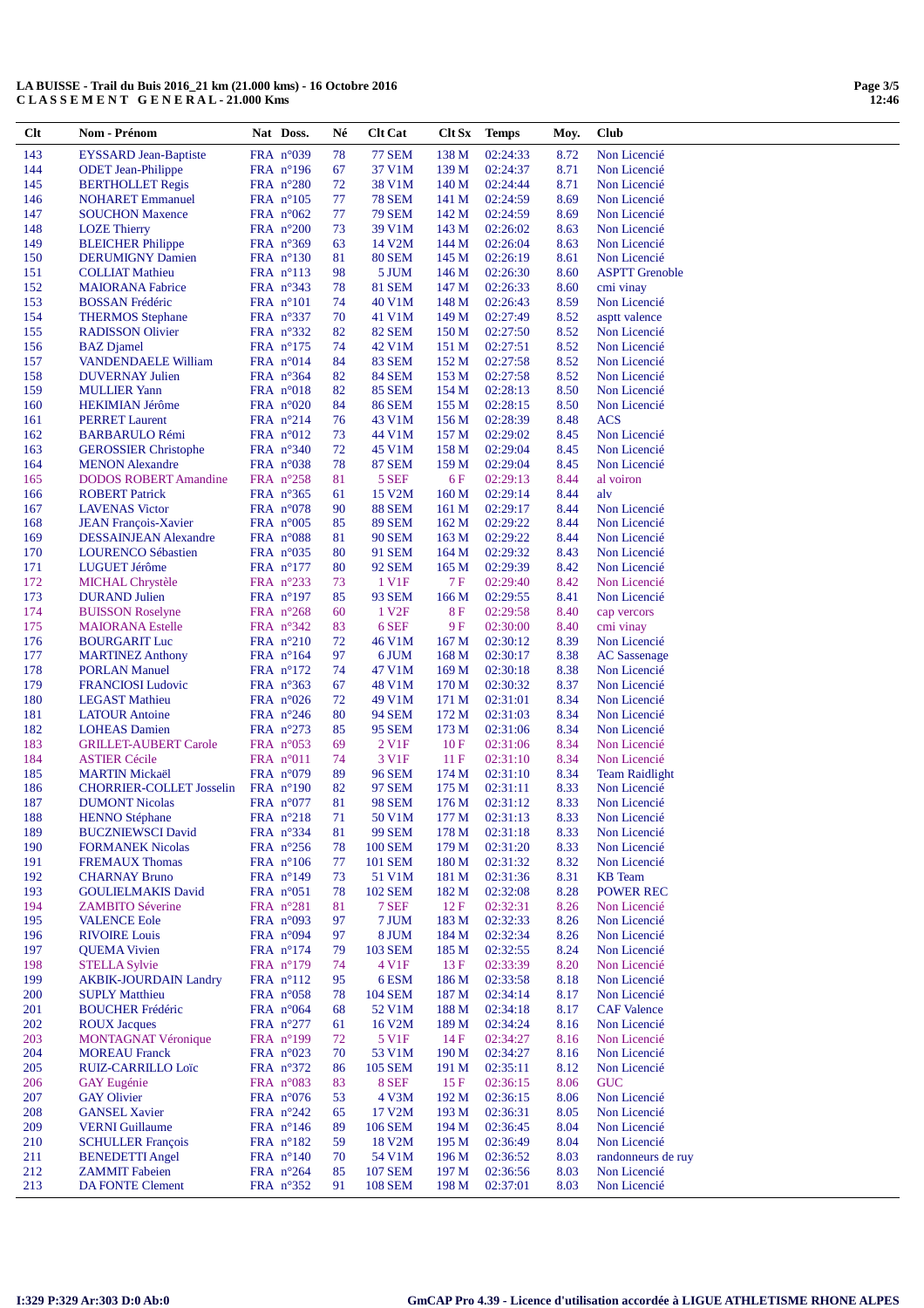**LA BUISSE - Trail du Buis 2016_21 km (21.000 kms) - 16 Octobre 2016**
**C L A S S E M E N T   G E N E R A L - 21.000 Kms**

| Clt | Nom - Prénom | Nat | Doss. | Né | Clt Cat | Clt Sx | Temps | Moy. | Club |
|---|---|---|---|---|---|---|---|---|---|
| 143 | EYSSARD Jean-Baptiste | FRA | n°039 | 78 | 77 SEM | 138 M | 02:24:33 | 8.72 | Non Licencié |
| 144 | ODET Jean-Philippe | FRA | n°196 | 67 | 37 V1M | 139 M | 02:24:37 | 8.71 | Non Licencié |
| 145 | BERTHOLLET Regis | FRA | n°280 | 72 | 38 V1M | 140 M | 02:24:44 | 8.71 | Non Licencié |
| 146 | NOHARET Emmanuel | FRA | n°105 | 77 | 78 SEM | 141 M | 02:24:59 | 8.69 | Non Licencié |
| 147 | SOUCHON Maxence | FRA | n°062 | 77 | 79 SEM | 142 M | 02:24:59 | 8.69 | Non Licencié |
| 148 | LOZE Thierry | FRA | n°200 | 73 | 39 V1M | 143 M | 02:26:02 | 8.63 | Non Licencié |
| 149 | BLEICHER Philippe | FRA | n°369 | 63 | 14 V2M | 144 M | 02:26:04 | 8.63 | Non Licencié |
| 150 | DERUMIGNY Damien | FRA | n°130 | 81 | 80 SEM | 145 M | 02:26:19 | 8.61 | Non Licencié |
| 151 | COLLIAT Mathieu | FRA | n°113 | 98 | 5 JUM | 146 M | 02:26:30 | 8.60 | ASPTT Grenoble |
| 152 | MAIORANA Fabrice | FRA | n°343 | 78 | 81 SEM | 147 M | 02:26:33 | 8.60 | cmi vinay |
| 153 | BOSSAN Frédéric | FRA | n°101 | 74 | 40 V1M | 148 M | 02:26:43 | 8.59 | Non Licencié |
| 154 | THERMOS Stephane | FRA | n°337 | 70 | 41 V1M | 149 M | 02:27:49 | 8.52 | asptt valence |
| 155 | RADISSON Olivier | FRA | n°332 | 82 | 82 SEM | 150 M | 02:27:50 | 8.52 | Non Licencié |
| 156 | BAZ Djamel | FRA | n°175 | 74 | 42 V1M | 151 M | 02:27:51 | 8.52 | Non Licencié |
| 157 | VANDENDAELE William | FRA | n°014 | 84 | 83 SEM | 152 M | 02:27:58 | 8.52 | Non Licencié |
| 158 | DUVERNAY Julien | FRA | n°364 | 82 | 84 SEM | 153 M | 02:27:58 | 8.52 | Non Licencié |
| 159 | MULLIER Yann | FRA | n°018 | 82 | 85 SEM | 154 M | 02:28:13 | 8.50 | Non Licencié |
| 160 | HEKIMIAN Jérôme | FRA | n°020 | 84 | 86 SEM | 155 M | 02:28:15 | 8.50 | Non Licencié |
| 161 | PERRET Laurent | FRA | n°214 | 76 | 43 V1M | 156 M | 02:28:39 | 8.48 | ACS |
| 162 | BARBARULO Rémi | FRA | n°012 | 73 | 44 V1M | 157 M | 02:29:02 | 8.45 | Non Licencié |
| 163 | GEROSSIER Christophe | FRA | n°340 | 72 | 45 V1M | 158 M | 02:29:04 | 8.45 | Non Licencié |
| 164 | MENON Alexandre | FRA | n°038 | 78 | 87 SEM | 159 M | 02:29:04 | 8.45 | Non Licencié |
| 165 | DODOS ROBERT Amandine | FRA | n°258 | 81 | 5 SEF | 6 F | 02:29:13 | 8.44 | al voiron |
| 166 | ROBERT Patrick | FRA | n°365 | 61 | 15 V2M | 160 M | 02:29:14 | 8.44 | alv |
| 167 | LAVENAS Victor | FRA | n°078 | 90 | 88 SEM | 161 M | 02:29:17 | 8.44 | Non Licencié |
| 168 | JEAN François-Xavier | FRA | n°005 | 85 | 89 SEM | 162 M | 02:29:22 | 8.44 | Non Licencié |
| 169 | DESSAINJEAN Alexandre | FRA | n°088 | 81 | 90 SEM | 163 M | 02:29:22 | 8.44 | Non Licencié |
| 170 | LOURENCO Sébastien | FRA | n°035 | 80 | 91 SEM | 164 M | 02:29:32 | 8.43 | Non Licencié |
| 171 | LUGUET Jérôme | FRA | n°177 | 80 | 92 SEM | 165 M | 02:29:39 | 8.42 | Non Licencié |
| 172 | MICHAL Chrystèle | FRA | n°233 | 73 | 1 V1F | 7 F | 02:29:40 | 8.42 | Non Licencié |
| 173 | DURAND Julien | FRA | n°197 | 85 | 93 SEM | 166 M | 02:29:55 | 8.41 | Non Licencié |
| 174 | BUISSON Roselyne | FRA | n°268 | 60 | 1 V2F | 8 F | 02:29:58 | 8.40 | cap vercors |
| 175 | MAIORANA Estelle | FRA | n°342 | 83 | 6 SEF | 9 F | 02:30:00 | 8.40 | cmi vinay |
| 176 | BOURGARIT Luc | FRA | n°210 | 72 | 46 V1M | 167 M | 02:30:12 | 8.39 | Non Licencié |
| 177 | MARTINEZ Anthony | FRA | n°164 | 97 | 6 JUM | 168 M | 02:30:17 | 8.38 | AC Sassenage |
| 178 | PORLAN Manuel | FRA | n°172 | 74 | 47 V1M | 169 M | 02:30:18 | 8.38 | Non Licencié |
| 179 | FRANCIOSI Ludovic | FRA | n°363 | 67 | 48 V1M | 170 M | 02:30:32 | 8.37 | Non Licencié |
| 180 | LEGAST Mathieu | FRA | n°026 | 72 | 49 V1M | 171 M | 02:31:01 | 8.34 | Non Licencié |
| 181 | LATOUR Antoine | FRA | n°246 | 80 | 94 SEM | 172 M | 02:31:03 | 8.34 | Non Licencié |
| 182 | LOHEAS Damien | FRA | n°273 | 85 | 95 SEM | 173 M | 02:31:06 | 8.34 | Non Licencié |
| 183 | GRILLET-AUBERT Carole | FRA | n°053 | 69 | 2 V1F | 10 F | 02:31:06 | 8.34 | Non Licencié |
| 184 | ASTIER Cécile | FRA | n°011 | 74 | 3 V1F | 11 F | 02:31:10 | 8.34 | Non Licencié |
| 185 | MARTIN Mickaël | FRA | n°079 | 89 | 96 SEM | 174 M | 02:31:10 | 8.34 | Team Raidlight |
| 186 | CHORRIER-COLLET Josselin | FRA | n°190 | 82 | 97 SEM | 175 M | 02:31:11 | 8.33 | Non Licencié |
| 187 | DUMONT Nicolas | FRA | n°077 | 81 | 98 SEM | 176 M | 02:31:12 | 8.33 | Non Licencié |
| 188 | HENNO Stéphane | FRA | n°218 | 71 | 50 V1M | 177 M | 02:31:13 | 8.33 | Non Licencié |
| 189 | BUCZNIEWSCI David | FRA | n°334 | 81 | 99 SEM | 178 M | 02:31:18 | 8.33 | Non Licencié |
| 190 | FORMANEK Nicolas | FRA | n°256 | 78 | 100 SEM | 179 M | 02:31:20 | 8.33 | Non Licencié |
| 191 | FREMAUX Thomas | FRA | n°106 | 77 | 101 SEM | 180 M | 02:31:32 | 8.32 | Non Licencié |
| 192 | CHARNAY Bruno | FRA | n°149 | 73 | 51 V1M | 181 M | 02:31:36 | 8.31 | KB Team |
| 193 | GOULIELMAKIS David | FRA | n°051 | 78 | 102 SEM | 182 M | 02:32:08 | 8.28 | POWER REC |
| 194 | ZAMBITO Séverine | FRA | n°281 | 81 | 7 SEF | 12 F | 02:32:31 | 8.26 | Non Licencié |
| 195 | VALENCE Eole | FRA | n°093 | 97 | 7 JUM | 183 M | 02:32:33 | 8.26 | Non Licencié |
| 196 | RIVOIRE Louis | FRA | n°094 | 97 | 8 JUM | 184 M | 02:32:34 | 8.26 | Non Licencié |
| 197 | QUEMA Vivien | FRA | n°174 | 79 | 103 SEM | 185 M | 02:32:55 | 8.24 | Non Licencié |
| 198 | STELLA Sylvie | FRA | n°179 | 74 | 4 V1F | 13 F | 02:33:39 | 8.20 | Non Licencié |
| 199 | AKBIK-JOURDAIN Landry | FRA | n°112 | 95 | 6 ESM | 186 M | 02:33:58 | 8.18 | Non Licencié |
| 200 | SUPLY Matthieu | FRA | n°058 | 78 | 104 SEM | 187 M | 02:34:14 | 8.17 | Non Licencié |
| 201 | BOUCHER Frédéric | FRA | n°064 | 68 | 52 V1M | 188 M | 02:34:18 | 8.17 | CAF Valence |
| 202 | ROUX Jacques | FRA | n°277 | 61 | 16 V2M | 189 M | 02:34:24 | 8.16 | Non Licencié |
| 203 | MONTAGNAT Véronique | FRA | n°199 | 72 | 5 V1F | 14 F | 02:34:27 | 8.16 | Non Licencié |
| 204 | MOREAU Franck | FRA | n°023 | 70 | 53 V1M | 190 M | 02:34:27 | 8.16 | Non Licencié |
| 205 | RUIZ-CARRILLO Loïc | FRA | n°372 | 86 | 105 SEM | 191 M | 02:35:11 | 8.12 | Non Licencié |
| 206 | GAY Eugénie | FRA | n°083 | 83 | 8 SEF | 15 F | 02:36:15 | 8.06 | GUC |
| 207 | GAY Olivier | FRA | n°076 | 53 | 4 V3M | 192 M | 02:36:15 | 8.06 | Non Licencié |
| 208 | GANSEL Xavier | FRA | n°242 | 65 | 17 V2M | 193 M | 02:36:31 | 8.05 | Non Licencié |
| 209 | VERNI Guillaume | FRA | n°146 | 89 | 106 SEM | 194 M | 02:36:45 | 8.04 | Non Licencié |
| 210 | SCHULLER François | FRA | n°182 | 59 | 18 V2M | 195 M | 02:36:49 | 8.04 | Non Licencié |
| 211 | BENEDETTI Angel | FRA | n°140 | 70 | 54 V1M | 196 M | 02:36:52 | 8.03 | randonneurs de ruy |
| 212 | ZAMMIT Fabeien | FRA | n°264 | 85 | 107 SEM | 197 M | 02:36:56 | 8.03 | Non Licencié |
| 213 | DA FONTE Clement | FRA | n°352 | 91 | 108 SEM | 198 M | 02:37:01 | 8.03 | Non Licencié |

I:329 P:329 Ar:303 D:0 Ab:0

GmCAP Pro 4.39 - Licence d'utilisation accordée à LIGUE ATHLETISME RHONE ALPES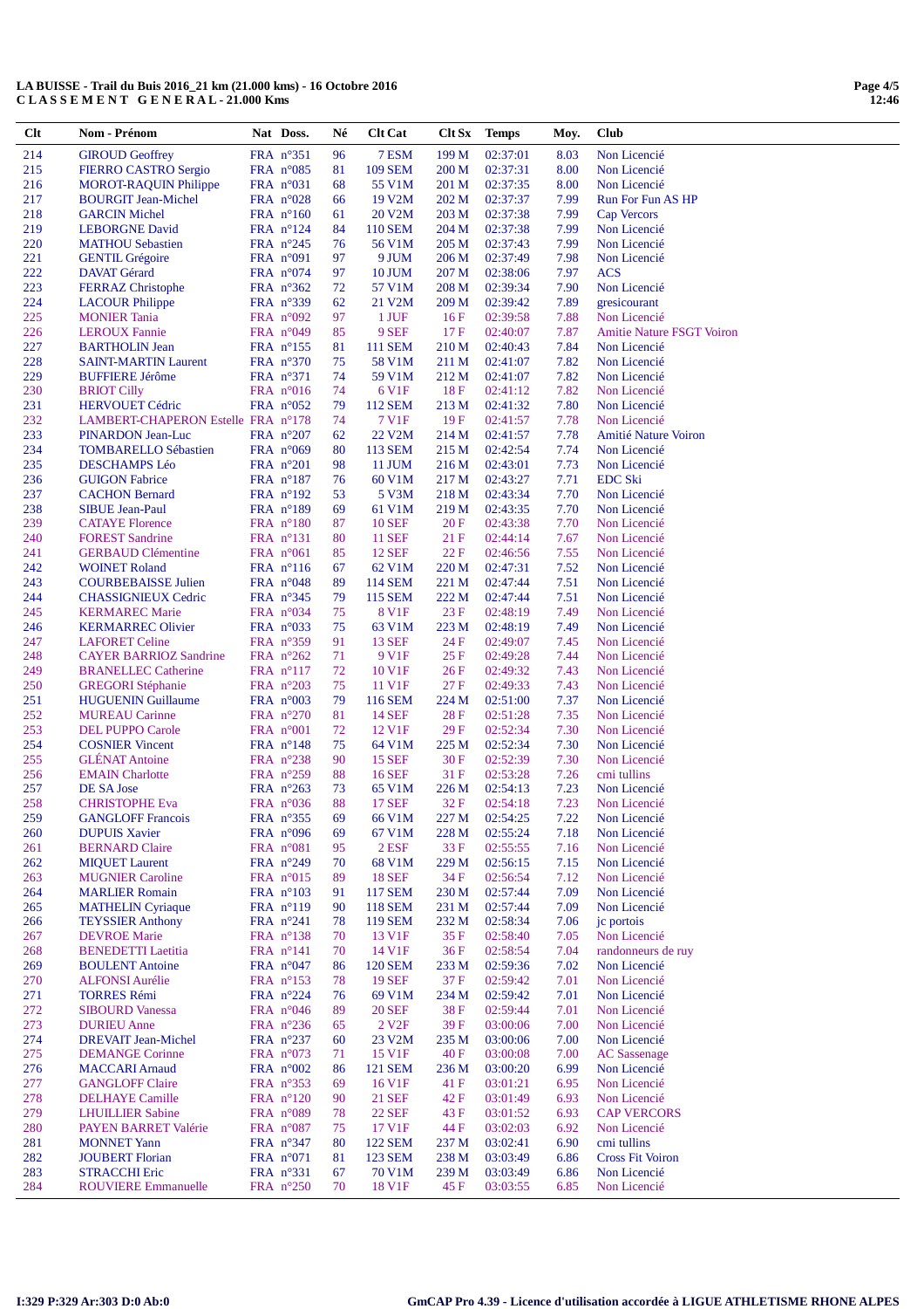**LA BUISSE - Trail du Buis 2016_21 km (21.000 kms) - 16 Octobre 2016**
**C L A S S E M E N T   G E N E R A L - 21.000 Kms**

| Clt | Nom - Prénom | Nat | Doss. | Né | Clt Cat | Clt Sx | Temps | Moy. | Club |
|---|---|---|---|---|---|---|---|---|---|
| 214 | GIROUD Geoffrey | FRA | n°351 | 96 | 7 ESM | 199 M | 02:37:01 | 8.03 | Non Licencié |
| 215 | FIERRO CASTRO Sergio | FRA | n°085 | 81 | 109 SEM | 200 M | 02:37:31 | 8.00 | Non Licencié |
| 216 | MOROT-RAQUIN Philippe | FRA | n°031 | 68 | 55 V1M | 201 M | 02:37:35 | 8.00 | Non Licencié |
| 217 | BOURGIT Jean-Michel | FRA | n°028 | 66 | 19 V2M | 202 M | 02:37:37 | 7.99 | Run For Fun AS HP |
| 218 | GARCIN Michel | FRA | n°160 | 61 | 20 V2M | 203 M | 02:37:38 | 7.99 | Cap Vercors |
| 219 | LEBORGNE David | FRA | n°124 | 84 | 110 SEM | 204 M | 02:37:38 | 7.99 | Non Licencié |
| 220 | MATHOU Sebastien | FRA | n°245 | 76 | 56 V1M | 205 M | 02:37:43 | 7.99 | Non Licencié |
| 221 | GENTIL Grégoire | FRA | n°091 | 97 | 9 JUM | 206 M | 02:37:49 | 7.98 | Non Licencié |
| 222 | DAVAT Gérard | FRA | n°074 | 97 | 10 JUM | 207 M | 02:38:06 | 7.97 | ACS |
| 223 | FERRAZ Christophe | FRA | n°362 | 72 | 57 V1M | 208 M | 02:39:34 | 7.90 | Non Licencié |
| 224 | LACOUR Philippe | FRA | n°339 | 62 | 21 V2M | 209 M | 02:39:42 | 7.89 | gresicourant |
| 225 | MONIER Tania | FRA | n°092 | 97 | 1 JUF | 16 F | 02:39:58 | 7.88 | Non Licencié |
| 226 | LEROUX Fannie | FRA | n°049 | 85 | 9 SEF | 17 F | 02:40:07 | 7.87 | Amitie Nature FSGT Voiron |
| 227 | BARTHOLIN Jean | FRA | n°155 | 81 | 111 SEM | 210 M | 02:40:43 | 7.84 | Non Licencié |
| 228 | SAINT-MARTIN Laurent | FRA | n°370 | 75 | 58 V1M | 211 M | 02:41:07 | 7.82 | Non Licencié |
| 229 | BUFFIERE Jérôme | FRA | n°371 | 74 | 59 V1M | 212 M | 02:41:07 | 7.82 | Non Licencié |
| 230 | BRIOT Cilly | FRA | n°016 | 74 | 6 V1F | 18 F | 02:41:12 | 7.82 | Non Licencié |
| 231 | HERVOUET Cédric | FRA | n°052 | 79 | 112 SEM | 213 M | 02:41:32 | 7.80 | Non Licencié |
| 232 | LAMBERT-CHAPERON Estelle | FRA | n°178 | 74 | 7 V1F | 19 F | 02:41:57 | 7.78 | Non Licencié |
| 233 | PINARDON Jean-Luc | FRA | n°207 | 62 | 22 V2M | 214 M | 02:41:57 | 7.78 | Amitié Nature Voiron |
| 234 | TOMBARELLO Sébastien | FRA | n°069 | 80 | 113 SEM | 215 M | 02:42:54 | 7.74 | Non Licencié |
| 235 | DESCHAMPS Léo | FRA | n°201 | 98 | 11 JUM | 216 M | 02:43:01 | 7.73 | Non Licencié |
| 236 | GUIGON Fabrice | FRA | n°187 | 76 | 60 V1M | 217 M | 02:43:27 | 7.71 | EDC Ski |
| 237 | CACHON Bernard | FRA | n°192 | 53 | 5 V3M | 218 M | 02:43:34 | 7.70 | Non Licencié |
| 238 | SIBUE Jean-Paul | FRA | n°189 | 69 | 61 V1M | 219 M | 02:43:35 | 7.70 | Non Licencié |
| 239 | CATAYE Florence | FRA | n°180 | 87 | 10 SEF | 20 F | 02:43:38 | 7.70 | Non Licencié |
| 240 | FOREST Sandrine | FRA | n°131 | 80 | 11 SEF | 21 F | 02:44:14 | 7.67 | Non Licencié |
| 241 | GERBAUD Clémentine | FRA | n°061 | 85 | 12 SEF | 22 F | 02:46:56 | 7.55 | Non Licencié |
| 242 | WOINET Roland | FRA | n°116 | 67 | 62 V1M | 220 M | 02:47:31 | 7.52 | Non Licencié |
| 243 | COURBEBAISSE Julien | FRA | n°048 | 89 | 114 SEM | 221 M | 02:47:44 | 7.51 | Non Licencié |
| 244 | CHASSIGNIEUX Cedric | FRA | n°345 | 79 | 115 SEM | 222 M | 02:47:44 | 7.51 | Non Licencié |
| 245 | KERMAREC Marie | FRA | n°034 | 75 | 8 V1F | 23 F | 02:48:19 | 7.49 | Non Licencié |
| 246 | KERMARREC Olivier | FRA | n°033 | 75 | 63 V1M | 223 M | 02:48:19 | 7.49 | Non Licencié |
| 247 | LAFORET Celine | FRA | n°359 | 91 | 13 SEF | 24 F | 02:49:07 | 7.45 | Non Licencié |
| 248 | CAYER BARRIOZ Sandrine | FRA | n°262 | 71 | 9 V1F | 25 F | 02:49:28 | 7.44 | Non Licencié |
| 249 | BRANELLEC Catherine | FRA | n°117 | 72 | 10 V1F | 26 F | 02:49:32 | 7.43 | Non Licencié |
| 250 | GREGORI Stéphanie | FRA | n°203 | 75 | 11 V1F | 27 F | 02:49:33 | 7.43 | Non Licencié |
| 251 | HUGUENIN Guillaume | FRA | n°003 | 79 | 116 SEM | 224 M | 02:51:00 | 7.37 | Non Licencié |
| 252 | MUREAU Carinne | FRA | n°270 | 81 | 14 SEF | 28 F | 02:51:28 | 7.35 | Non Licencié |
| 253 | DEL PUPPO Carole | FRA | n°001 | 72 | 12 V1F | 29 F | 02:52:34 | 7.30 | Non Licencié |
| 254 | COSNIER Vincent | FRA | n°148 | 75 | 64 V1M | 225 M | 02:52:34 | 7.30 | Non Licencié |
| 255 | GLÉNAT Antoine | FRA | n°238 | 90 | 15 SEF | 30 F | 02:52:39 | 7.30 | Non Licencié |
| 256 | EMAIN Charlotte | FRA | n°259 | 88 | 16 SEF | 31 F | 02:53:28 | 7.26 | cmi tullins |
| 257 | DE SA Jose | FRA | n°263 | 73 | 65 V1M | 226 M | 02:54:13 | 7.23 | Non Licencié |
| 258 | CHRISTOPHE Eva | FRA | n°036 | 88 | 17 SEF | 32 F | 02:54:18 | 7.23 | Non Licencié |
| 259 | GANGLOFF Francois | FRA | n°355 | 69 | 66 V1M | 227 M | 02:54:25 | 7.22 | Non Licencié |
| 260 | DUPUIS Xavier | FRA | n°096 | 69 | 67 V1M | 228 M | 02:55:24 | 7.18 | Non Licencié |
| 261 | BERNARD Claire | FRA | n°081 | 95 | 2 ESF | 33 F | 02:55:55 | 7.16 | Non Licencié |
| 262 | MIQUET Laurent | FRA | n°249 | 70 | 68 V1M | 229 M | 02:56:15 | 7.15 | Non Licencié |
| 263 | MUGNIER Caroline | FRA | n°015 | 89 | 18 SEF | 34 F | 02:56:54 | 7.12 | Non Licencié |
| 264 | MARLIER Romain | FRA | n°103 | 91 | 117 SEM | 230 M | 02:57:44 | 7.09 | Non Licencié |
| 265 | MATHELIN Cyriaque | FRA | n°119 | 90 | 118 SEM | 231 M | 02:57:44 | 7.09 | Non Licencié |
| 266 | TEYSSIER Anthony | FRA | n°241 | 78 | 119 SEM | 232 M | 02:58:34 | 7.06 | jc portois |
| 267 | DEVROE Marie | FRA | n°138 | 70 | 13 V1F | 35 F | 02:58:40 | 7.05 | Non Licencié |
| 268 | BENEDETTI Laetitia | FRA | n°141 | 70 | 14 V1F | 36 F | 02:58:54 | 7.04 | randonneurs de ruy |
| 269 | BOULENT Antoine | FRA | n°047 | 86 | 120 SEM | 233 M | 02:59:36 | 7.02 | Non Licencié |
| 270 | ALFONSI Aurélie | FRA | n°153 | 78 | 19 SEF | 37 F | 02:59:42 | 7.01 | Non Licencié |
| 271 | TORRES Rémi | FRA | n°224 | 76 | 69 V1M | 234 M | 02:59:42 | 7.01 | Non Licencié |
| 272 | SIBOURD Vanessa | FRA | n°046 | 89 | 20 SEF | 38 F | 02:59:44 | 7.01 | Non Licencié |
| 273 | DURIEU Anne | FRA | n°236 | 65 | 2 V2F | 39 F | 03:00:06 | 7.00 | Non Licencié |
| 274 | DREVAIT Jean-Michel | FRA | n°237 | 60 | 23 V2M | 235 M | 03:00:06 | 7.00 | Non Licencié |
| 275 | DEMANGE Corinne | FRA | n°073 | 71 | 15 V1F | 40 F | 03:00:08 | 7.00 | AC Sassenage |
| 276 | MACCARI Arnaud | FRA | n°002 | 86 | 121 SEM | 236 M | 03:00:20 | 6.99 | Non Licencié |
| 277 | GANGLOFF Claire | FRA | n°353 | 69 | 16 V1F | 41 F | 03:01:21 | 6.95 | Non Licencié |
| 278 | DELHAYE Camille | FRA | n°120 | 90 | 21 SEF | 42 F | 03:01:49 | 6.93 | Non Licencié |
| 279 | LHUILLIER Sabine | FRA | n°089 | 78 | 22 SEF | 43 F | 03:01:52 | 6.93 | CAP VERCORS |
| 280 | PAYEN BARRET Valérie | FRA | n°087 | 75 | 17 V1F | 44 F | 03:02:03 | 6.92 | Non Licencié |
| 281 | MONNET Yann | FRA | n°347 | 80 | 122 SEM | 237 M | 03:02:41 | 6.90 | cmi tullins |
| 282 | JOUBERT Florian | FRA | n°071 | 81 | 123 SEM | 238 M | 03:03:49 | 6.86 | Cross Fit Voiron |
| 283 | STRACCHI Eric | FRA | n°331 | 67 | 70 V1M | 239 M | 03:03:49 | 6.86 | Non Licencié |
| 284 | ROUVIERE Emmanuelle | FRA | n°250 | 70 | 18 V1F | 45 F | 03:03:55 | 6.85 | Non Licencié |

I:329 P:329 Ar:303 D:0 Ab:0

GmCAP Pro 4.39 - Licence d'utilisation accordée à LIGUE ATHLETISME RHONE ALPES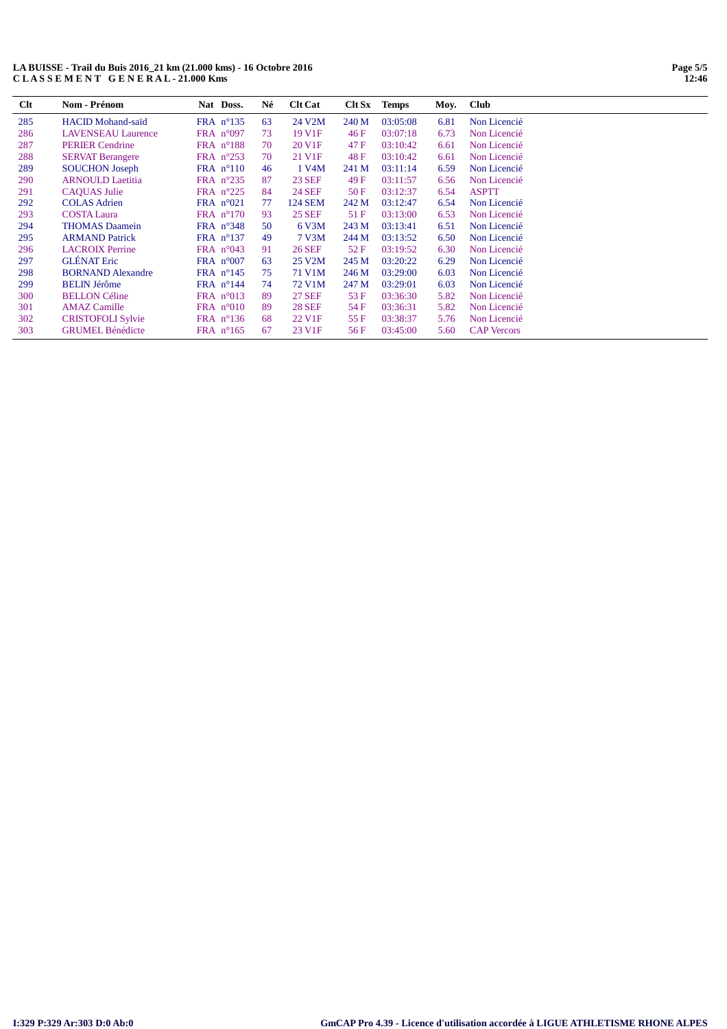**LA BUISSE - Trail du Buis 2016_21 km (21.000 kms) - 16 Octobre 2016**
**C L A S S E M E N T G E N E R A L - 21.000 Kms**

| Clt | Nom - Prénom | Nat | Doss. | Né | Clt Cat | Clt Sx | Temps | Moy. | Club |
|---|---|---|---|---|---|---|---|---|---|
| 285 | HACID Mohand-saïd | FRA | n°135 | 63 | 24 V2M | 240 M | 03:05:08 | 6.81 | Non Licencié |
| 286 | LAVENSEAU Laurence | FRA | n°097 | 73 | 19 V1F | 46 F | 03:07:18 | 6.73 | Non Licencié |
| 287 | PERIER Cendrine | FRA | n°188 | 70 | 20 V1F | 47 F | 03:10:42 | 6.61 | Non Licencié |
| 288 | SERVAT Berangere | FRA | n°253 | 70 | 21 V1F | 48 F | 03:10:42 | 6.61 | Non Licencié |
| 289 | SOUCHON Joseph | FRA | n°110 | 46 | 1 V4M | 241 M | 03:11:14 | 6.59 | Non Licencié |
| 290 | ARNOULD Laetitia | FRA | n°235 | 87 | 23 SEF | 49 F | 03:11:57 | 6.56 | Non Licencié |
| 291 | CAQUAS Julie | FRA | n°225 | 84 | 24 SEF | 50 F | 03:12:37 | 6.54 | ASPTT |
| 292 | COLAS Adrien | FRA | n°021 | 77 | 124 SEM | 242 M | 03:12:47 | 6.54 | Non Licencié |
| 293 | COSTA Laura | FRA | n°170 | 93 | 25 SEF | 51 F | 03:13:00 | 6.53 | Non Licencié |
| 294 | THOMAS Daamein | FRA | n°348 | 50 | 6 V3M | 243 M | 03:13:41 | 6.51 | Non Licencié |
| 295 | ARMAND Patrick | FRA | n°137 | 49 | 7 V3M | 244 M | 03:13:52 | 6.50 | Non Licencié |
| 296 | LACROIX Perrine | FRA | n°043 | 91 | 26 SEF | 52 F | 03:19:52 | 6.30 | Non Licencié |
| 297 | GLÉNAT Eric | FRA | n°007 | 63 | 25 V2M | 245 M | 03:20:22 | 6.29 | Non Licencié |
| 298 | BORNAND Alexandre | FRA | n°145 | 75 | 71 V1M | 246 M | 03:29:00 | 6.03 | Non Licencié |
| 299 | BELIN Jérôme | FRA | n°144 | 74 | 72 V1M | 247 M | 03:29:01 | 6.03 | Non Licencié |
| 300 | BELLON Céline | FRA | n°013 | 89 | 27 SEF | 53 F | 03:36:30 | 5.82 | Non Licencié |
| 301 | AMAZ Camille | FRA | n°010 | 89 | 28 SEF | 54 F | 03:36:31 | 5.82 | Non Licencié |
| 302 | CRISTOFOLI Sylvie | FRA | n°136 | 68 | 22 V1F | 55 F | 03:38:37 | 5.76 | Non Licencié |
| 303 | GRUMEL Bénédicte | FRA | n°165 | 67 | 23 V1F | 56 F | 03:45:00 | 5.60 | CAP Vercors |

**I:329 P:329 Ar:303 D:0 Ab:0**

**GmCAP Pro 4.39 - Licence d'utilisation accordée à LIGUE ATHLETISME RHONE ALPES**